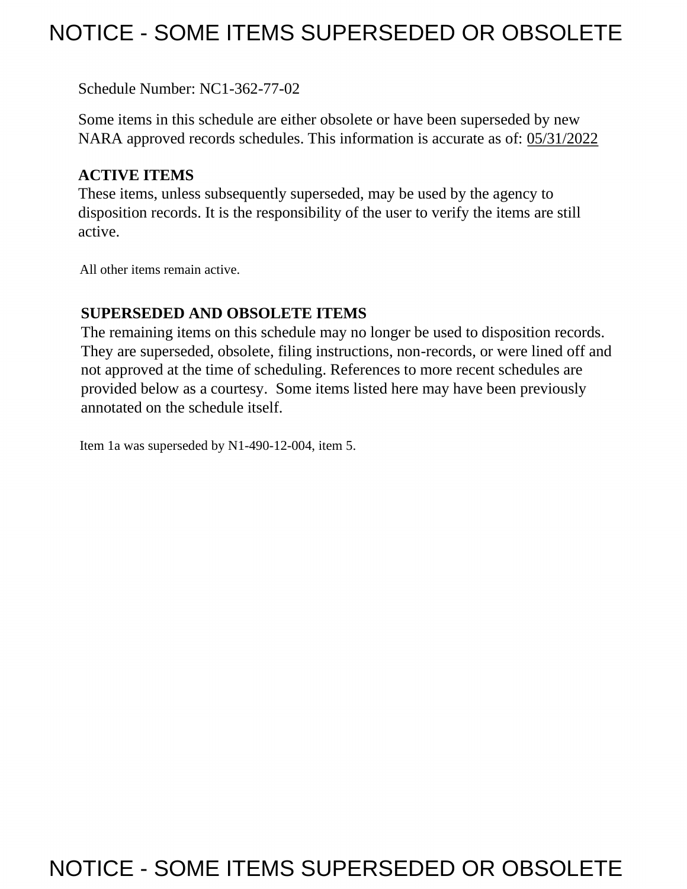# NOTICE - SOME ITEMS SUPERSEDED OR OBSOLETE

Schedule Number: NC1-362-77-02

Some items in this schedule are either obsolete or have been superseded by new NARA approved records schedules. This information is accurate as of: 05/31/2022

**ACTIVE ITEMS**

These items, unless subsequently superseded, may be used by the agency to disposition records. It is the responsibility of the user to verify the items are still active.

All other items remain active.

**SUPERSEDED AND OBSOLETE ITEMS**

The remaining items on this schedule may no longer be used to disposition records. They are superseded, obsolete, filing instructions, non-records, or were lined off and not approved at the time of scheduling. References to more recent schedules are provided below as a courtesy. Some items listed here may have been previously annotated on the schedule itself.

Item 1a was superseded by N1-490-12-004, item 5.

# NOTICE - SOME ITEMS SUPERSEDED OR OBSOLETE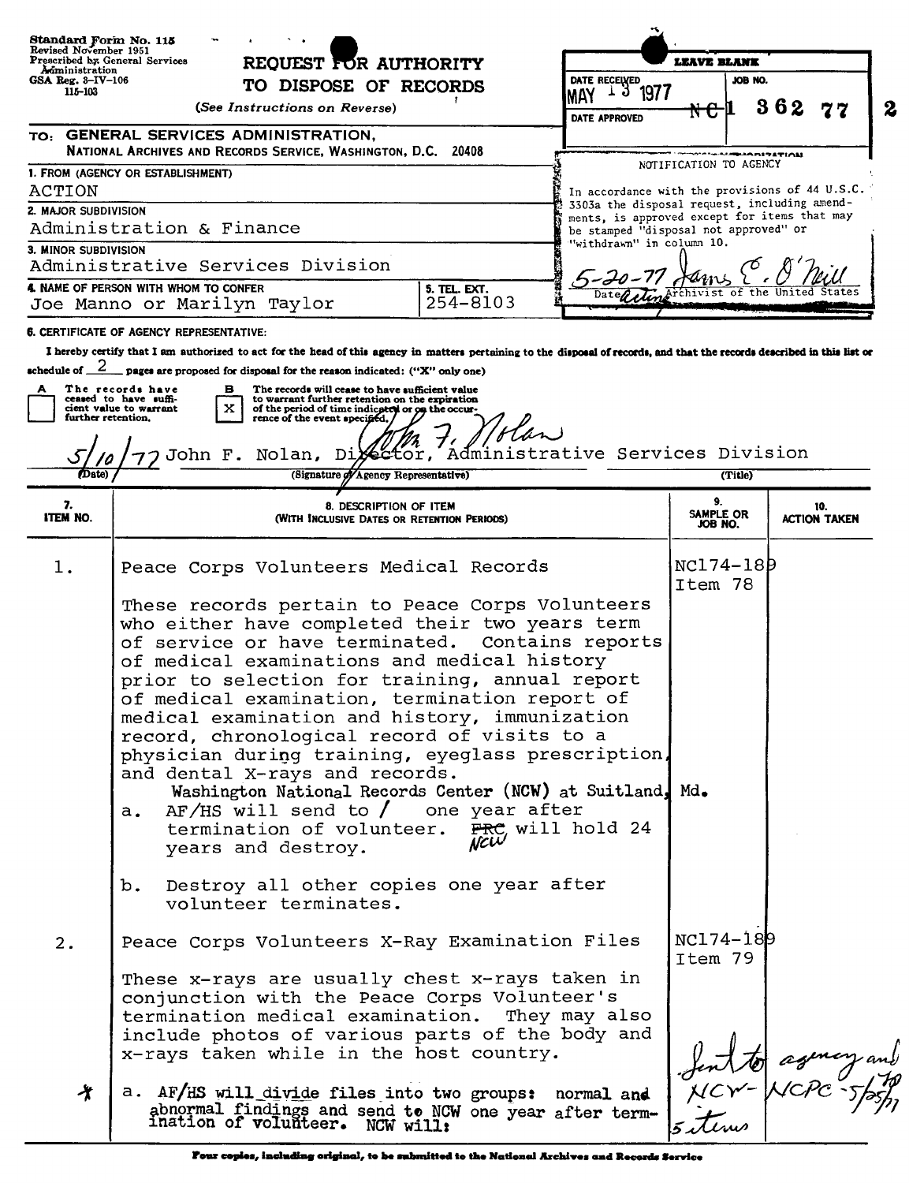Standard Form No. 115
Revised November 1951
Prescribed by General Services Administration
GSA Reg. 3-IV-106
115-103

# REQUEST FOR AUTHORITY TO DISPOSE OF RECORDS

(*See Instructions on Reverse*)

| LEAVE BLANK | |
|---|---|
| DATE RECEIVED: MAY 13 1977 | JOB NO.: ~~NC~~1 362 77 |
| DATE APPROVED | |

**NOTIFICATION TO AGENCY**

In accordance with the provisions of 44 U.S.C. 3303a the disposal request, including amendments, is approved except for items that may be stamped "disposal not approved" or "withdrawn" in column 10.

5-20-77 James E. O'Neill
Date Acting Archivist of the United States

2

TO: **GENERAL SERVICES ADMINISTRATION,**
NATIONAL ARCHIVES AND RECORDS SERVICE, WASHINGTON, D.C. 20408

**1. FROM (AGENCY OR ESTABLISHMENT)**
ACTION

**2. MAJOR SUBDIVISION**
Administration & Finance

**3. MINOR SUBDIVISION**
Administrative Services Division

**4. NAME OF PERSON WITH WHOM TO CONFER**
Joe Manno or Marilyn Taylor

**5. TEL. EXT.**
254-8103

**6. CERTIFICATE OF AGENCY REPRESENTATIVE:**

I hereby certify that I am authorized to act for the head of this agency in matters pertaining to the disposal of records, and that the records described in this list or schedule of 2 pages are proposed for disposal for the reason indicated: ("X" only one)

A [ ] The records have ceased to have sufficient value to warrant further retention.

B [X] The records will cease to have sufficient value to warrant further retention on the expiration of the period of time indicated or on the occurrence of the event specified.

5/10/77 John F. Nolan, Director, Administrative Services Division
(Date) (Signature of Agency Representative) (Title)

| 7. ITEM NO. | 8. DESCRIPTION OF ITEM (WITH INCLUSIVE DATES OR RETENTION PERIODS) | 9. SAMPLE OR JOB NO. | 10. ACTION TAKEN |
|---|---|---|---|
| 1. | Peace Corps Volunteers Medical Records<br><br>These records pertain to Peace Corps Volunteers who either have completed their two years term of service or have terminated. Contains reports of medical examinations and medical history prior to selection for training, annual report of medical examination, termination report of medical examination and history, immunization record, chronological record of visits to a physician during training, eyeglass prescription, and dental X-rays and records.<br>Washington National Records Center (NCW) at Suitland, Md.<br>a. AF/HS will send to / one year after termination of volunteer. ~~FRC~~ NCW will hold 24 years and destroy.<br><br>b. Destroy all other copies one year after volunteer terminates. | NC174-189 Item 78 | |
| 2. | Peace Corps Volunteers X-Ray Examination Files<br><br>These x-rays are usually chest x-rays taken in conjunction with the Peace Corps Volunteer's termination medical examination. They may also include photos of various parts of the body and x-rays taken while in the host country. | NC174-189 Item 79 | |
| * | a. AF/HS will divide files into two groups: normal and abnormal findings and send to NCW one year after termination of volunteer. NCW will: | Sent to NCW- 5 items | agency and NCPC -5/25/77 |

Four copies, including original, to be submitted to the National Archives and Records Service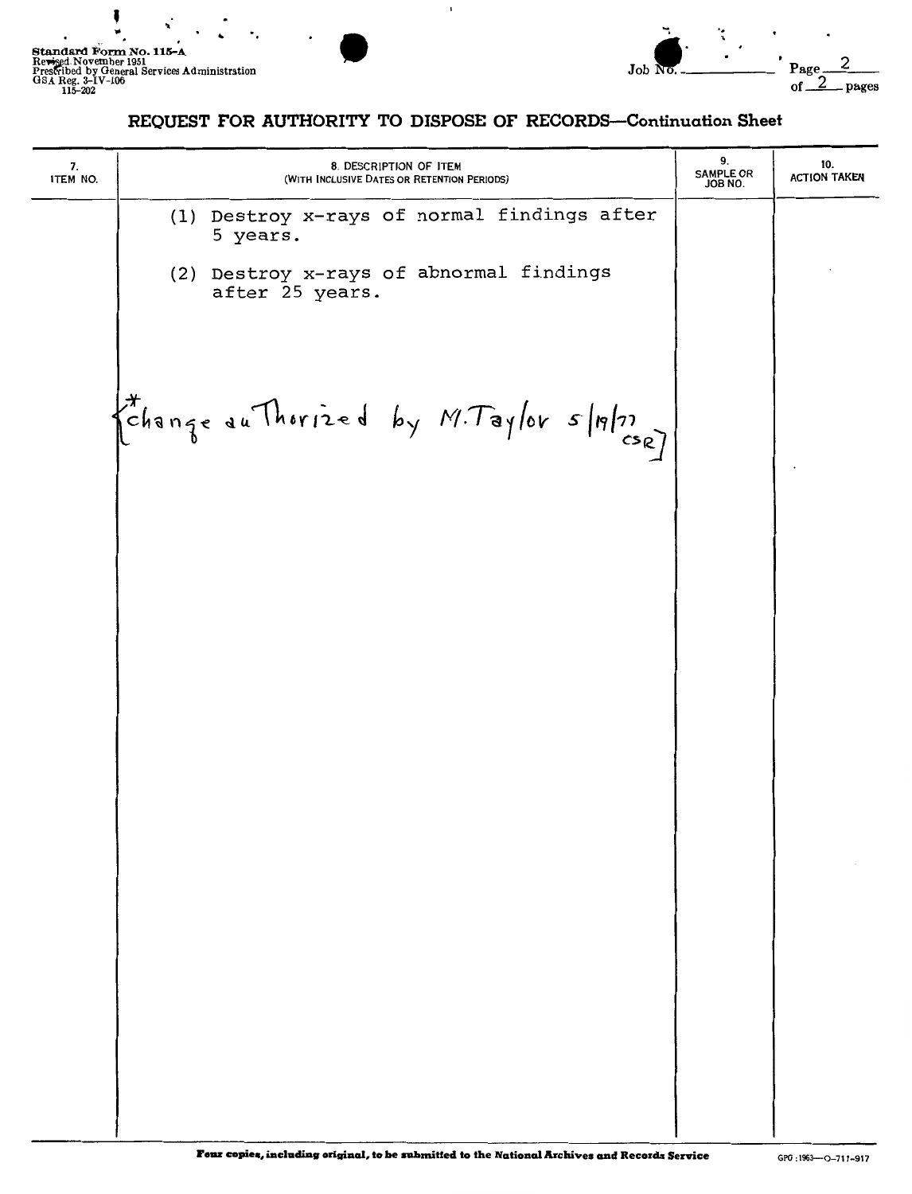Standard Form No. 115-A
Revised November 1951
Prescribed by General Services Administration
GSA Reg. 3-IV-106
115-202

Job No. ______

# REQUEST FOR AUTHORITY TO DISPOSE OF RECORDS—Continuation Sheet

| 7. ITEM NO. | 8. DESCRIPTION OF ITEM (WITH INCLUSIVE DATES OR RETENTION PERIODS) | 9. SAMPLE OR JOB NO. | 10. ACTION TAKEN |
|---|---|---|---|
| | (1) Destroy x-rays of normal findings after 5 years. | | |
| | (2) Destroy x-rays of abnormal findings after 25 years. | | |
| | [* change authorized by M. Taylor 5/19/77 CSR] | | |

Four copies, including original, to be submitted to the National Archives and Records Service

GPO : 1963—O-711-917